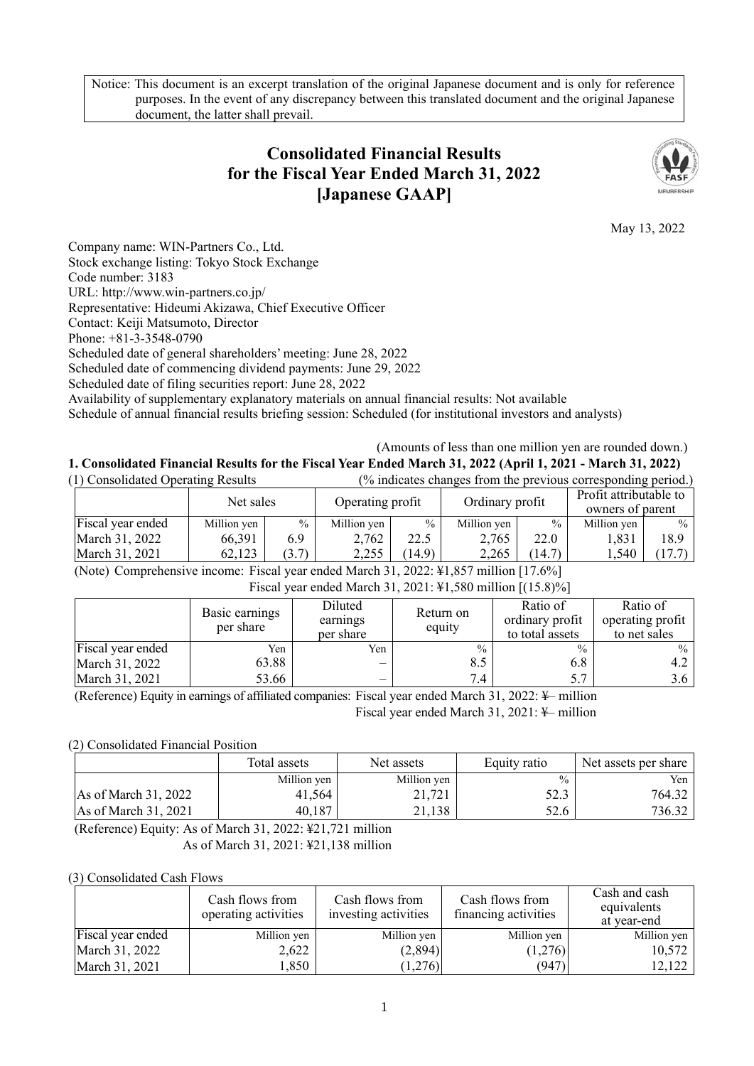Notice: This document is an excerpt translation of the original Japanese document and is only for reference purposes. In the event of any discrepancy between this translated document and the original Japanese document, the latter shall prevail.

# Consolidated Financial Results for the Fiscal Year Ended March 31, 2022 [Japanese GAAP]

May 13, 2022

Company name: WIN-Partners Co., Ltd.
Stock exchange listing: Tokyo Stock Exchange
Code number: 3183
URL: http://www.win-partners.co.jp/
Representative: Hideumi Akizawa, Chief Executive Officer
Contact: Keiji Matsumoto, Director
Phone: +81-3-3548-0790
Scheduled date of general shareholders' meeting: June 28, 2022
Scheduled date of commencing dividend payments: June 29, 2022
Scheduled date of filing securities report: June 28, 2022
Availability of supplementary explanatory materials on annual financial results: Not available
Schedule of annual financial results briefing session: Scheduled (for institutional investors and analysts)

(Amounts of less than one million yen are rounded down.)

## 1. Consolidated Financial Results for the Fiscal Year Ended March 31, 2022 (April 1, 2021 - March 31, 2022)

(1) Consolidated Operating Results (% indicates changes from the previous corresponding period.)

| | Net sales | | Operating profit | | Ordinary profit | | Profit attributable to owners of parent | |
|---|---|---|---|---|---|---|---|---|
| Fiscal year ended | Million yen | % | Million yen | % | Million yen | % | Million yen | % |
| March 31, 2022 | 66,391 | 6.9 | 2,762 | 22.5 | 2,765 | 22.0 | 1,831 | 18.9 |
| March 31, 2021 | 62,123 | (3.7) | 2,255 | (14.9) | 2,265 | (14.7) | 1,540 | (17.7) |

(Note) Comprehensive income: Fiscal year ended March 31, 2022: ¥1,857 million [17.6%]
Fiscal year ended March 31, 2021: ¥1,580 million [(15.8)%]

| | Basic earnings per share | Diluted earnings per share | Return on equity | Ratio of ordinary profit to total assets | Ratio of operating profit to net sales |
|---|---|---|---|---|---|
| Fiscal year ended | Yen | Yen | % | % | % |
| March 31, 2022 | 63.88 | – | 8.5 | 6.8 | 4.2 |
| March 31, 2021 | 53.66 | – | 7.4 | 5.7 | 3.6 |

(Reference) Equity in earnings of affiliated companies: Fiscal year ended March 31, 2022: ¥– million
Fiscal year ended March 31, 2021: ¥– million

(2) Consolidated Financial Position

| | Total assets | Net assets | Equity ratio | Net assets per share |
|---|---|---|---|---|
| | Million yen | Million yen | % | Yen |
| As of March 31, 2022 | 41,564 | 21,721 | 52.3 | 764.32 |
| As of March 31, 2021 | 40,187 | 21,138 | 52.6 | 736.32 |

(Reference) Equity: As of March 31, 2022: ¥21,721 million
As of March 31, 2021: ¥21,138 million

(3) Consolidated Cash Flows

| | Cash flows from operating activities | Cash flows from investing activities | Cash flows from financing activities | Cash and cash equivalents at year-end |
|---|---|---|---|---|
| Fiscal year ended | Million yen | Million yen | Million yen | Million yen |
| March 31, 2022 | 2,622 | (2,894) | (1,276) | 10,572 |
| March 31, 2021 | 1,850 | (1,276) | (947) | 12,122 |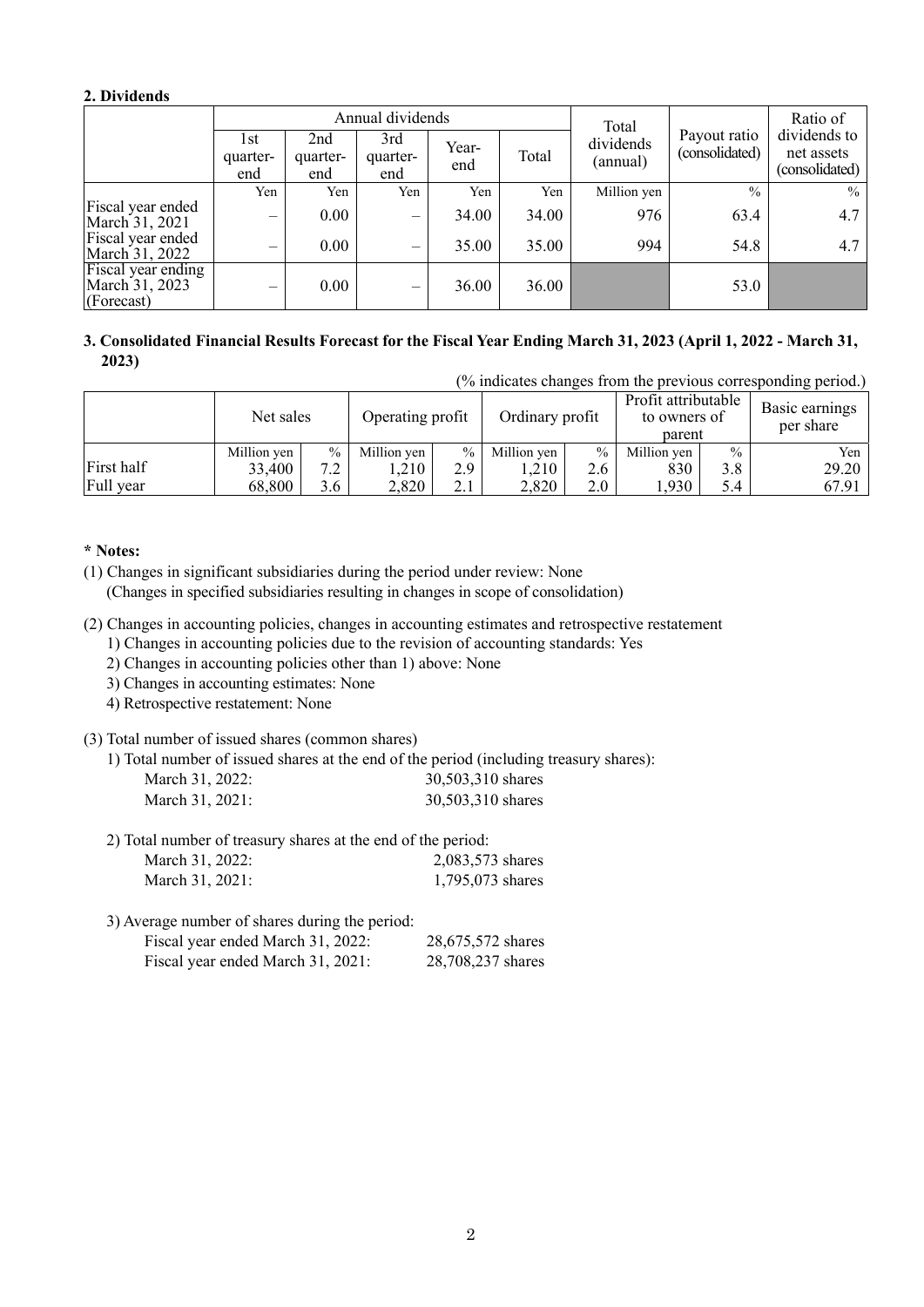## 2. Dividends

| | Annual dividends | | | | | Total dividends (annual) | Payout ratio (consolidated) | Ratio of dividends to net assets (consolidated) |
|---|---|---|---|---|---|---|---|---|
| | 1st quarter-end | 2nd quarter-end | 3rd quarter-end | Year-end | Total | | | |
| | Yen | Yen | Yen | Yen | Yen | Million yen | % | % |
| Fiscal year ended March 31, 2021 | – | 0.00 | – | 34.00 | 34.00 | 976 | 63.4 | 4.7 |
| Fiscal year ended March 31, 2022 | – | 0.00 | – | 35.00 | 35.00 | 994 | 54.8 | 4.7 |
| Fiscal year ending March 31, 2023 (Forecast) | – | 0.00 | – | 36.00 | 36.00 | | 53.0 | |

## 3. Consolidated Financial Results Forecast for the Fiscal Year Ending March 31, 2023 (April 1, 2022 - March 31, 2023)

(% indicates changes from the previous corresponding period.)

| | Net sales | | Operating profit | | Ordinary profit | | Profit attributable to owners of parent | | Basic earnings per share |
|---|---|---|---|---|---|---|---|---|---|
| | Million yen | % | Million yen | % | Million yen | % | Million yen | % | Yen |
| First half | 33,400 | 7.2 | 1,210 | 2.9 | 1,210 | 2.6 | 830 | 3.8 | 29.20 |
| Full year | 68,800 | 3.6 | 2,820 | 2.1 | 2,820 | 2.0 | 1,930 | 5.4 | 67.91 |

**\* Notes:**

(1) Changes in significant subsidiaries during the period under review: None
(Changes in specified subsidiaries resulting in changes in scope of consolidation)

(2) Changes in accounting policies, changes in accounting estimates and retrospective restatement
1) Changes in accounting policies due to the revision of accounting standards: Yes
2) Changes in accounting policies other than 1) above: None
3) Changes in accounting estimates: None
4) Retrospective restatement: None

(3) Total number of issued shares (common shares)
1) Total number of issued shares at the end of the period (including treasury shares):
March 31, 2022: 30,503,310 shares
March 31, 2021: 30,503,310 shares

2) Total number of treasury shares at the end of the period:
March 31, 2022: 2,083,573 shares
March 31, 2021: 1,795,073 shares

3) Average number of shares during the period:
Fiscal year ended March 31, 2022: 28,675,572 shares
Fiscal year ended March 31, 2021: 28,708,237 shares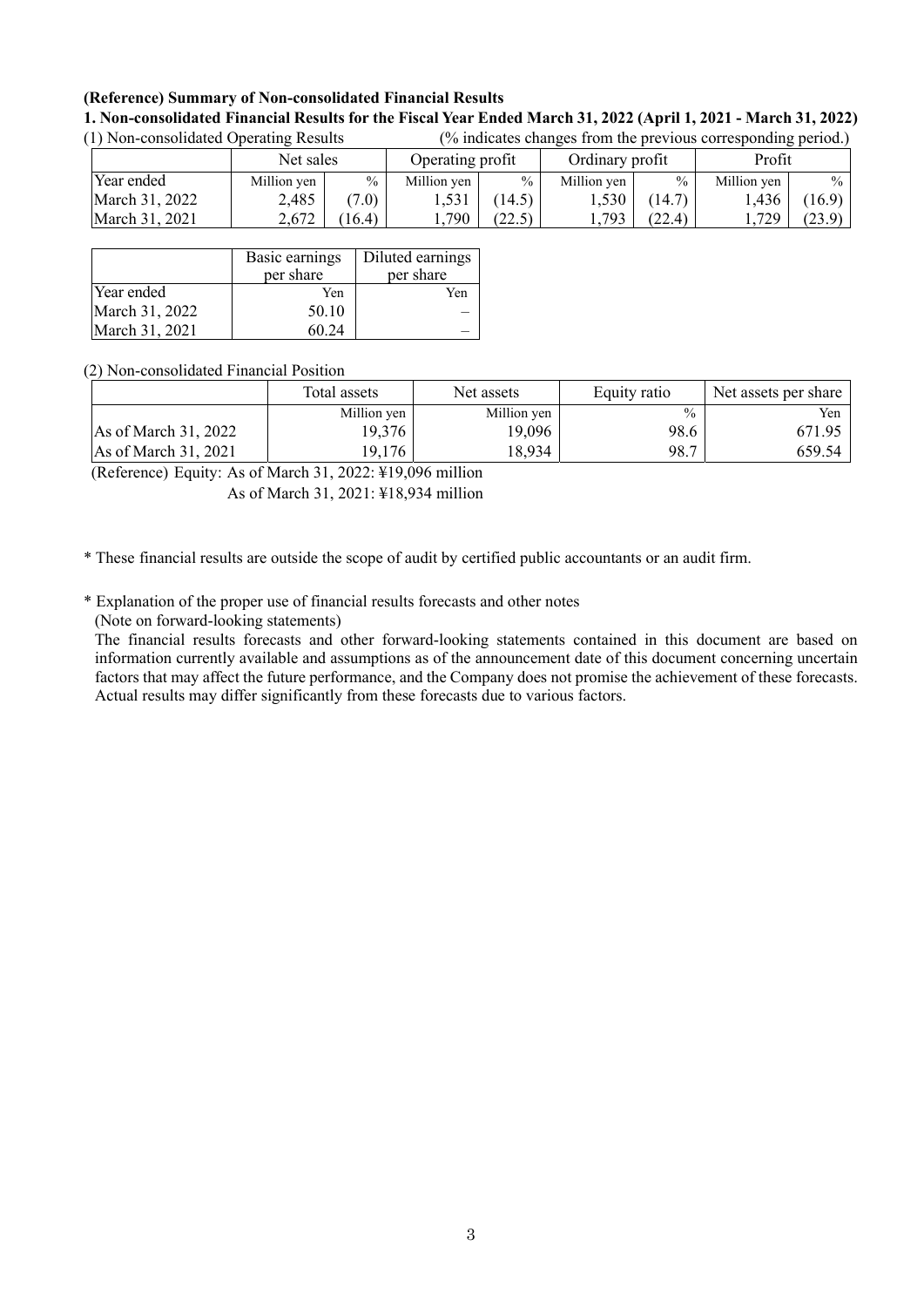**(Reference) Summary of Non-consolidated Financial Results**

**1. Non-consolidated Financial Results for the Fiscal Year Ended March 31, 2022 (April 1, 2021 - March 31, 2022)**

(1) Non-consolidated Operating Results (% indicates changes from the previous corresponding period.)

| | Net sales | | Operating profit | | Ordinary profit | | Profit | |
|---|---|---|---|---|---|---|---|---|
| Year ended | Million yen | % | Million yen | % | Million yen | % | Million yen | % |
| March 31, 2022 | 2,485 | (7.0) | 1,531 | (14.5) | 1,530 | (14.7) | 1,436 | (16.9) |
| March 31, 2021 | 2,672 | (16.4) | 1,790 | (22.5) | 1,793 | (22.4) | 1,729 | (23.9) |

| | Basic earnings per share | Diluted earnings per share |
|---|---|---|
| Year ended | Yen | Yen |
| March 31, 2022 | 50.10 | – |
| March 31, 2021 | 60.24 | – |

(2) Non-consolidated Financial Position

| | Total assets | Net assets | Equity ratio | Net assets per share |
|---|---|---|---|---|
| | Million yen | Million yen | % | Yen |
| As of March 31, 2022 | 19,376 | 19,096 | 98.6 | 671.95 |
| As of March 31, 2021 | 19,176 | 18,934 | 98.7 | 659.54 |

(Reference) Equity: As of March 31, 2022: ¥19,096 million
As of March 31, 2021: ¥18,934 million

\* These financial results are outside the scope of audit by certified public accountants or an audit firm.

\* Explanation of the proper use of financial results forecasts and other notes

(Note on forward-looking statements)

The financial results forecasts and other forward-looking statements contained in this document are based on information currently available and assumptions as of the announcement date of this document concerning uncertain factors that may affect the future performance, and the Company does not promise the achievement of these forecasts. Actual results may differ significantly from these forecasts due to various factors.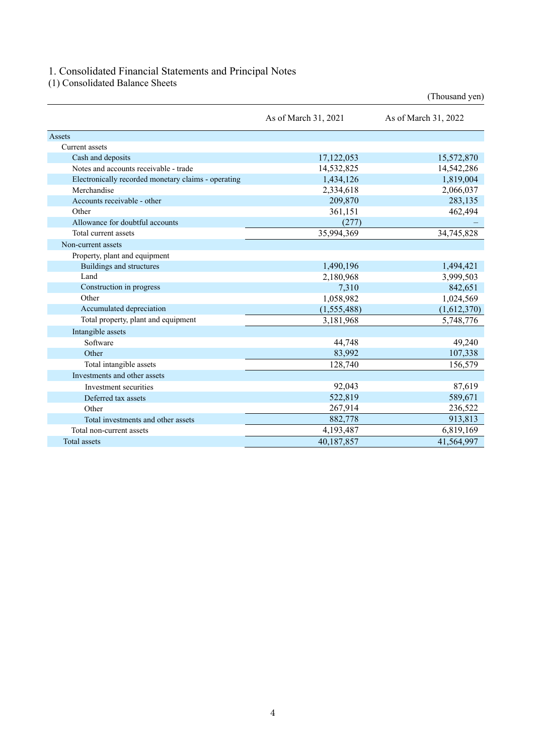# 1. Consolidated Financial Statements and Principal Notes

## (1) Consolidated Balance Sheets

(Thousand yen)

| | As of March 31, 2021 | As of March 31, 2022 |
|---|---|---|
| Assets | | |
| Current assets | | |
| Cash and deposits | 17,122,053 | 15,572,870 |
| Notes and accounts receivable - trade | 14,532,825 | 14,542,286 |
| Electronically recorded monetary claims - operating | 1,434,126 | 1,819,004 |
| Merchandise | 2,334,618 | 2,066,037 |
| Accounts receivable - other | 209,870 | 283,135 |
| Other | 361,151 | 462,494 |
| Allowance for doubtful accounts | (277) | – |
| Total current assets | 35,994,369 | 34,745,828 |
| Non-current assets | | |
| Property, plant and equipment | | |
| Buildings and structures | 1,490,196 | 1,494,421 |
| Land | 2,180,968 | 3,999,503 |
| Construction in progress | 7,310 | 842,651 |
| Other | 1,058,982 | 1,024,569 |
| Accumulated depreciation | (1,555,488) | (1,612,370) |
| Total property, plant and equipment | 3,181,968 | 5,748,776 |
| Intangible assets | | |
| Software | 44,748 | 49,240 |
| Other | 83,992 | 107,338 |
| Total intangible assets | 128,740 | 156,579 |
| Investments and other assets | | |
| Investment securities | 92,043 | 87,619 |
| Deferred tax assets | 522,819 | 589,671 |
| Other | 267,914 | 236,522 |
| Total investments and other assets | 882,778 | 913,813 |
| Total non-current assets | 4,193,487 | 6,819,169 |
| Total assets | 40,187,857 | 41,564,997 |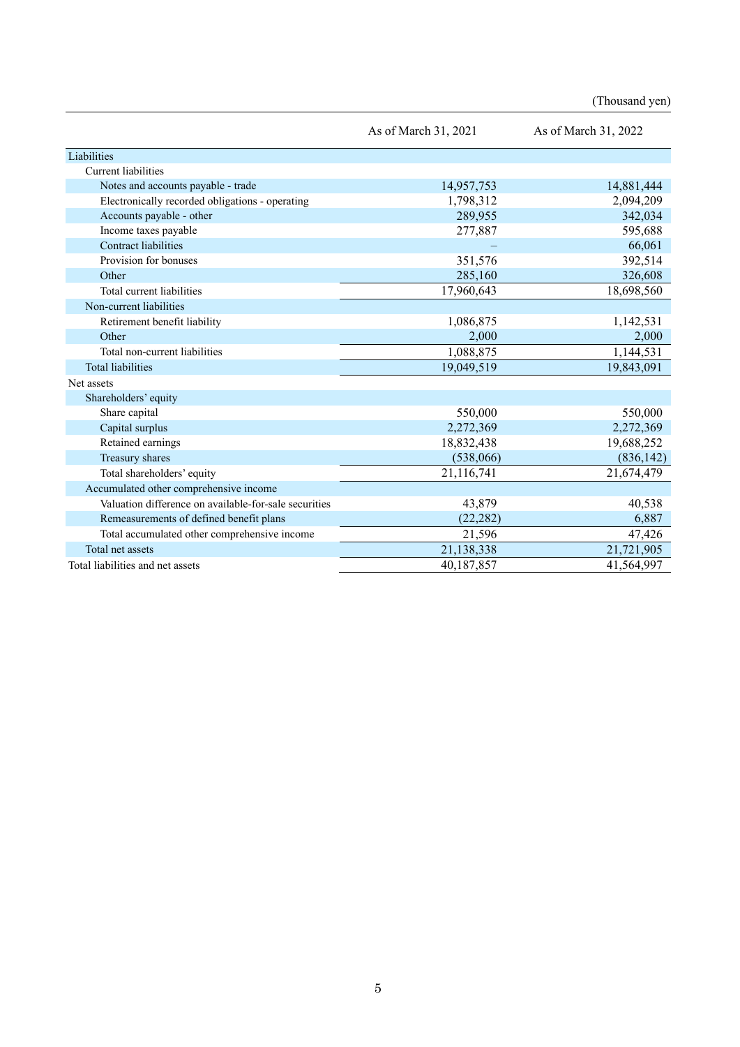(Thousand yen)

| | As of March 31, 2021 | As of March 31, 2022 |
|---|---|---|
| Liabilities | | |
| Current liabilities | | |
| Notes and accounts payable - trade | 14,957,753 | 14,881,444 |
| Electronically recorded obligations - operating | 1,798,312 | 2,094,209 |
| Accounts payable - other | 289,955 | 342,034 |
| Income taxes payable | 277,887 | 595,688 |
| Contract liabilities | – | 66,061 |
| Provision for bonuses | 351,576 | 392,514 |
| Other | 285,160 | 326,608 |
| Total current liabilities | 17,960,643 | 18,698,560 |
| Non-current liabilities | | |
| Retirement benefit liability | 1,086,875 | 1,142,531 |
| Other | 2,000 | 2,000 |
| Total non-current liabilities | 1,088,875 | 1,144,531 |
| Total liabilities | 19,049,519 | 19,843,091 |
| Net assets | | |
| Shareholders' equity | | |
| Share capital | 550,000 | 550,000 |
| Capital surplus | 2,272,369 | 2,272,369 |
| Retained earnings | 18,832,438 | 19,688,252 |
| Treasury shares | (538,066) | (836,142) |
| Total shareholders' equity | 21,116,741 | 21,674,479 |
| Accumulated other comprehensive income | | |
| Valuation difference on available-for-sale securities | 43,879 | 40,538 |
| Remeasurements of defined benefit plans | (22,282) | 6,887 |
| Total accumulated other comprehensive income | 21,596 | 47,426 |
| Total net assets | 21,138,338 | 21,721,905 |
| Total liabilities and net assets | 40,187,857 | 41,564,997 |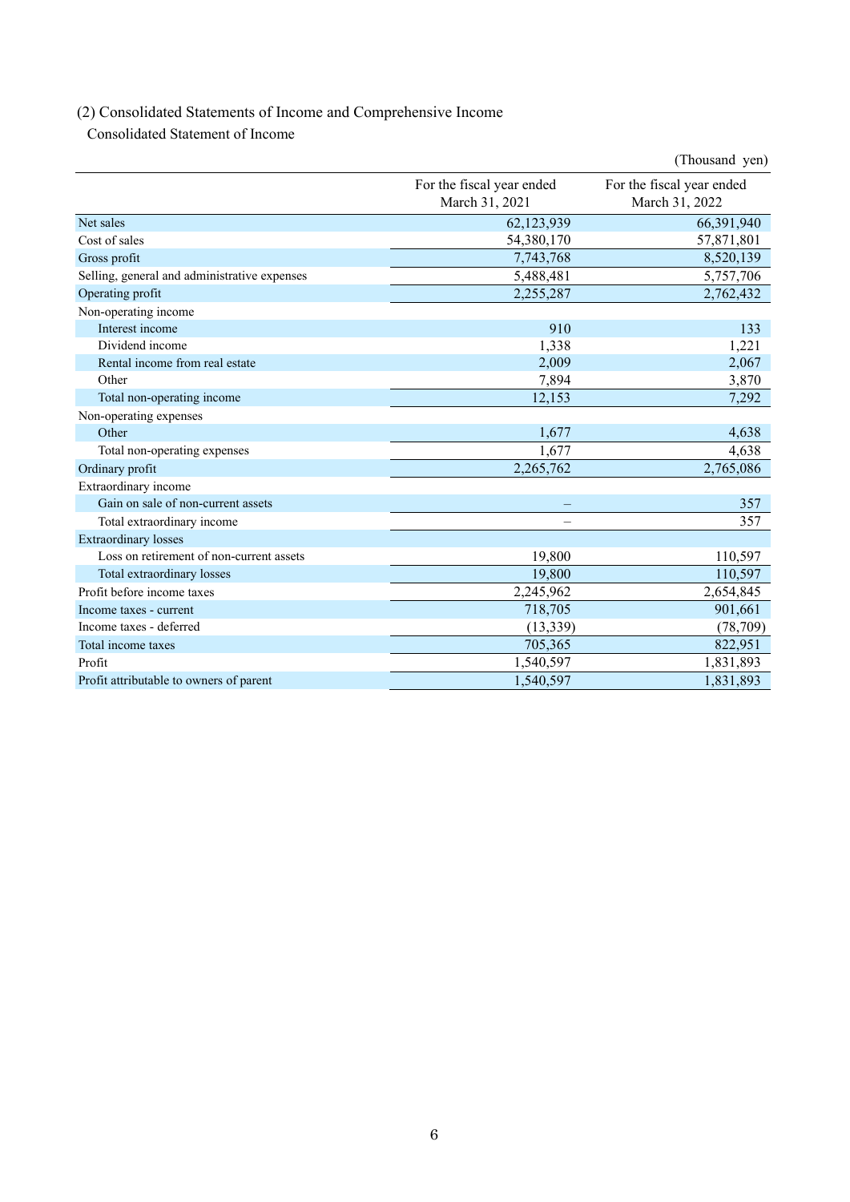## (2) Consolidated Statements of Income and Comprehensive Income

### Consolidated Statement of Income

(Thousand yen)

| | For the fiscal year ended March 31, 2021 | For the fiscal year ended March 31, 2022 |
|---|---|---|
| Net sales | 62,123,939 | 66,391,940 |
| Cost of sales | 54,380,170 | 57,871,801 |
| Gross profit | 7,743,768 | 8,520,139 |
| Selling, general and administrative expenses | 5,488,481 | 5,757,706 |
| Operating profit | 2,255,287 | 2,762,432 |
| Non-operating income | | |
| Interest income | 910 | 133 |
| Dividend income | 1,338 | 1,221 |
| Rental income from real estate | 2,009 | 2,067 |
| Other | 7,894 | 3,870 |
| Total non-operating income | 12,153 | 7,292 |
| Non-operating expenses | | |
| Other | 1,677 | 4,638 |
| Total non-operating expenses | 1,677 | 4,638 |
| Ordinary profit | 2,265,762 | 2,765,086 |
| Extraordinary income | | |
| Gain on sale of non-current assets | – | 357 |
| Total extraordinary income | – | 357 |
| Extraordinary losses | | |
| Loss on retirement of non-current assets | 19,800 | 110,597 |
| Total extraordinary losses | 19,800 | 110,597 |
| Profit before income taxes | 2,245,962 | 2,654,845 |
| Income taxes - current | 718,705 | 901,661 |
| Income taxes - deferred | (13,339) | (78,709) |
| Total income taxes | 705,365 | 822,951 |
| Profit | 1,540,597 | 1,831,893 |
| Profit attributable to owners of parent | 1,540,597 | 1,831,893 |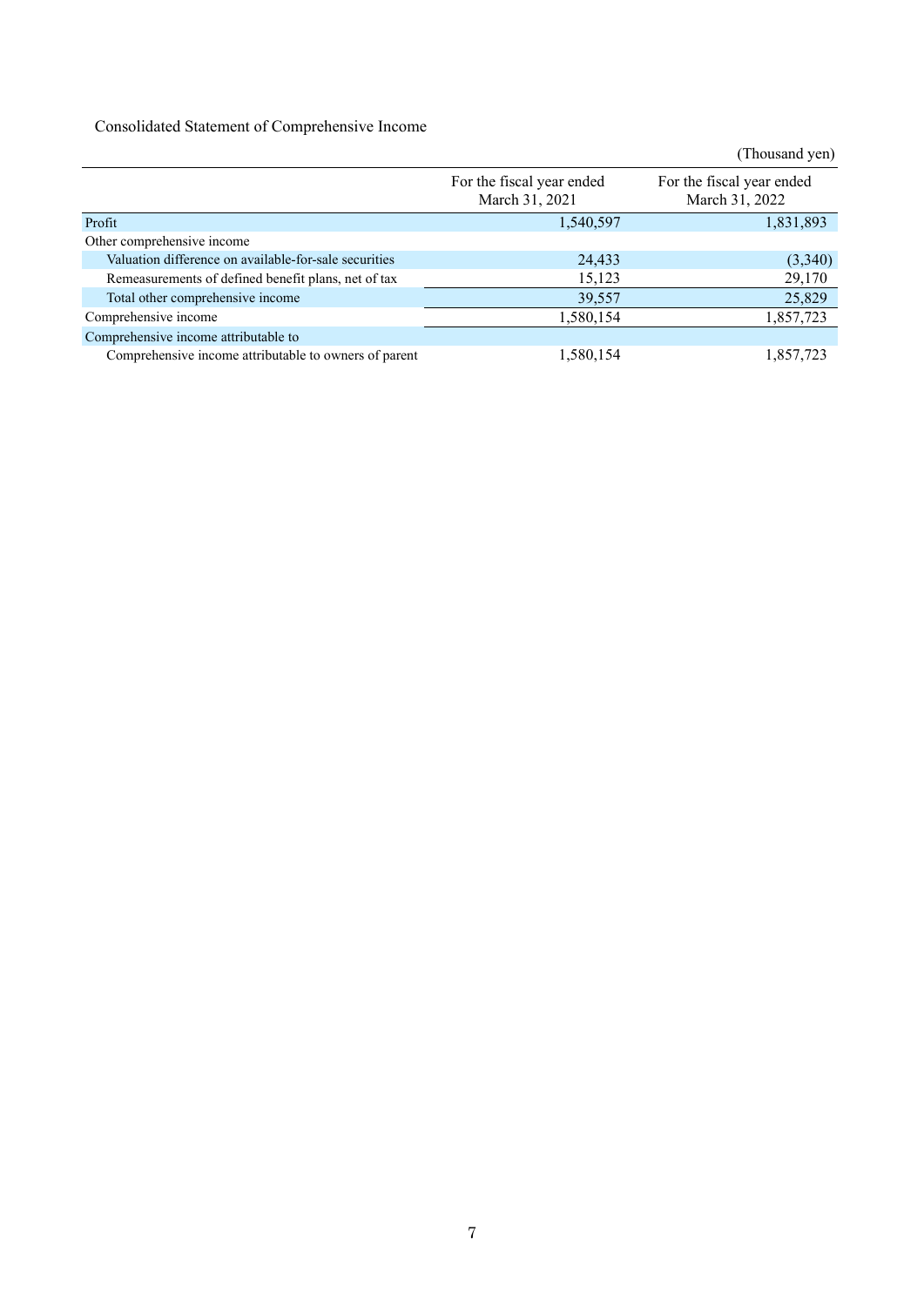## Consolidated Statement of Comprehensive Income

(Thousand yen)

| | For the fiscal year ended March 31, 2021 | For the fiscal year ended March 31, 2022 |
|---|---|---|
| Profit | 1,540,597 | 1,831,893 |
| Other comprehensive income | | |
| Valuation difference on available-for-sale securities | 24,433 | (3,340) |
| Remeasurements of defined benefit plans, net of tax | 15,123 | 29,170 |
| Total other comprehensive income | 39,557 | 25,829 |
| Comprehensive income | 1,580,154 | 1,857,723 |
| Comprehensive income attributable to | | |
| Comprehensive income attributable to owners of parent | 1,580,154 | 1,857,723 |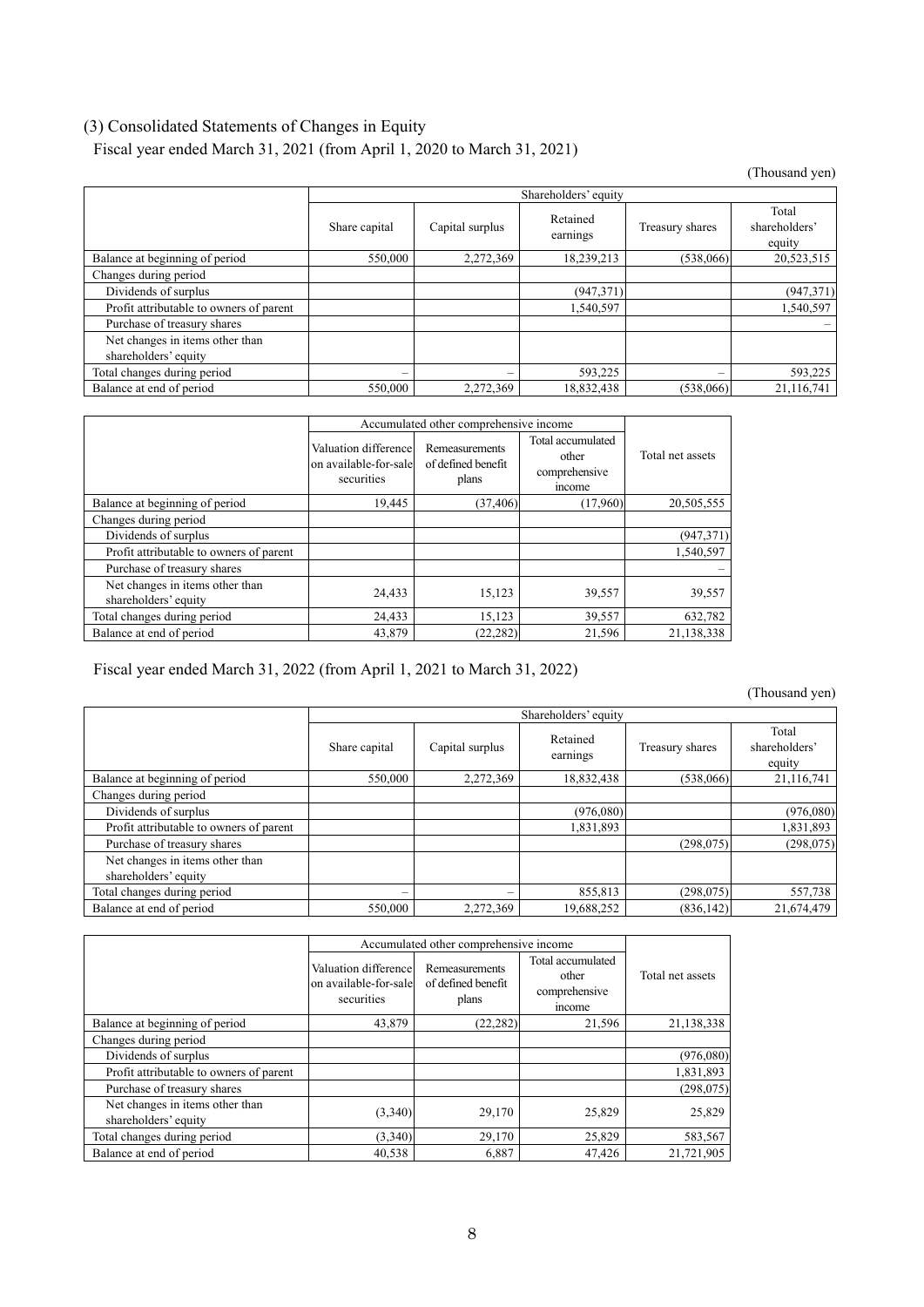## (3) Consolidated Statements of Changes in Equity

Fiscal year ended March 31, 2021 (from April 1, 2020 to March 31, 2021)

(Thousand yen)

| | Shareholders' equity | | | | |
|---|---|---|---|---|---|
| | Share capital | Capital surplus | Retained earnings | Treasury shares | Total shareholders' equity |
| Balance at beginning of period | 550,000 | 2,272,369 | 18,239,213 | (538,066) | 20,523,515 |
| Changes during period | | | | | |
| Dividends of surplus | | | (947,371) | | (947,371) |
| Profit attributable to owners of parent | | | 1,540,597 | | 1,540,597 |
| Purchase of treasury shares | | | | | – |
| Net changes in items other than shareholders' equity | | | | | |
| Total changes during period | – | – | 593,225 | – | 593,225 |
| Balance at end of period | 550,000 | 2,272,369 | 18,832,438 | (538,066) | 21,116,741 |

| | Accumulated other comprehensive income | | | Total net assets |
|---|---|---|---|---|
| | Valuation difference on available-for-sale securities | Remeasurements of defined benefit plans | Total accumulated other comprehensive income | |
| Balance at beginning of period | 19,445 | (37,406) | (17,960) | 20,505,555 |
| Changes during period | | | | |
| Dividends of surplus | | | | (947,371) |
| Profit attributable to owners of parent | | | | 1,540,597 |
| Purchase of treasury shares | | | | – |
| Net changes in items other than shareholders' equity | 24,433 | 15,123 | 39,557 | 39,557 |
| Total changes during period | 24,433 | 15,123 | 39,557 | 632,782 |
| Balance at end of period | 43,879 | (22,282) | 21,596 | 21,138,338 |

Fiscal year ended March 31, 2022 (from April 1, 2021 to March 31, 2022)

(Thousand yen)

| | Shareholders' equity | | | | |
|---|---|---|---|---|---|
| | Share capital | Capital surplus | Retained earnings | Treasury shares | Total shareholders' equity |
| Balance at beginning of period | 550,000 | 2,272,369 | 18,832,438 | (538,066) | 21,116,741 |
| Changes during period | | | | | |
| Dividends of surplus | | | (976,080) | | (976,080) |
| Profit attributable to owners of parent | | | 1,831,893 | | 1,831,893 |
| Purchase of treasury shares | | | | (298,075) | (298,075) |
| Net changes in items other than shareholders' equity | | | | | |
| Total changes during period | – | – | 855,813 | (298,075) | 557,738 |
| Balance at end of period | 550,000 | 2,272,369 | 19,688,252 | (836,142) | 21,674,479 |

| | Accumulated other comprehensive income | | | Total net assets |
|---|---|---|---|---|
| | Valuation difference on available-for-sale securities | Remeasurements of defined benefit plans | Total accumulated other comprehensive income | |
| Balance at beginning of period | 43,879 | (22,282) | 21,596 | 21,138,338 |
| Changes during period | | | | |
| Dividends of surplus | | | | (976,080) |
| Profit attributable to owners of parent | | | | 1,831,893 |
| Purchase of treasury shares | | | | (298,075) |
| Net changes in items other than shareholders' equity | (3,340) | 29,170 | 25,829 | 25,829 |
| Total changes during period | (3,340) | 29,170 | 25,829 | 583,567 |
| Balance at end of period | 40,538 | 6,887 | 47,426 | 21,721,905 |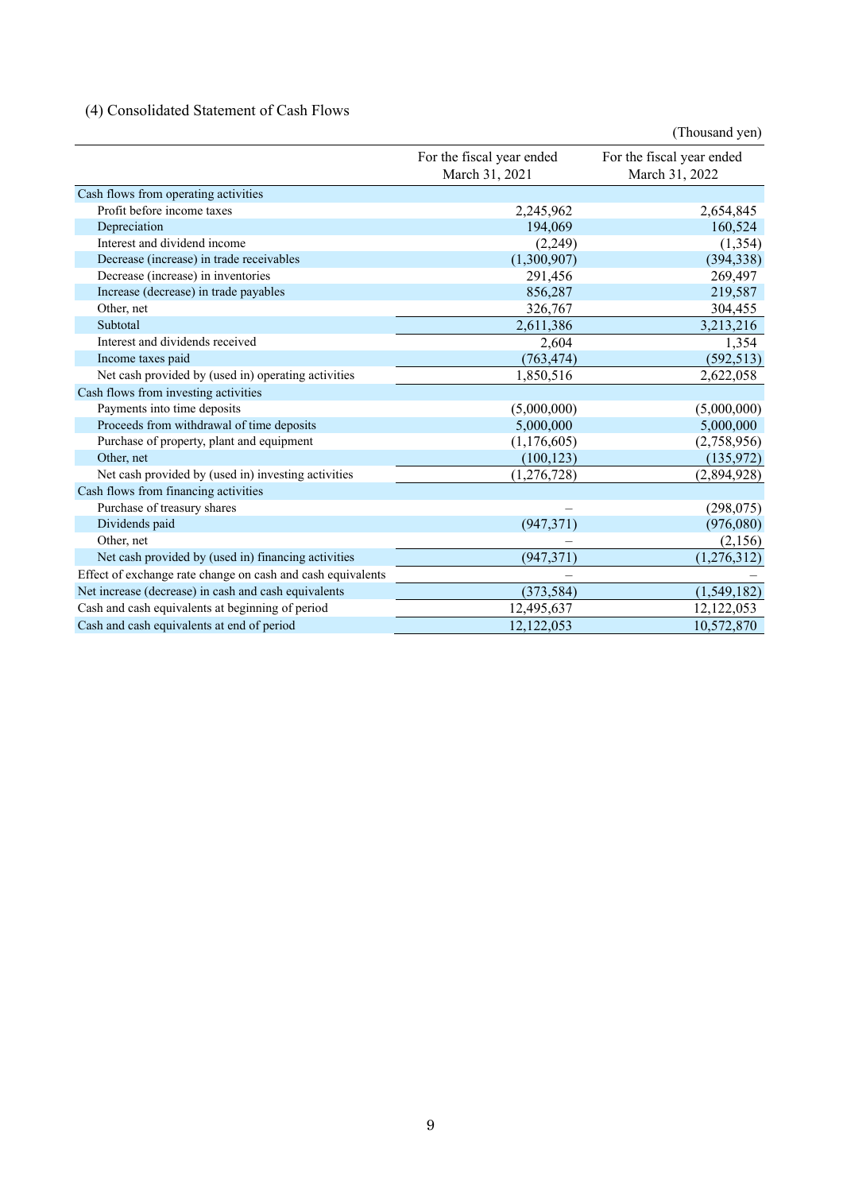### (4) Consolidated Statement of Cash Flows

(Thousand yen)

| | For the fiscal year ended March 31, 2021 | For the fiscal year ended March 31, 2022 |
|---|---|---|
| Cash flows from operating activities | | |
| Profit before income taxes | 2,245,962 | 2,654,845 |
| Depreciation | 194,069 | 160,524 |
| Interest and dividend income | (2,249) | (1,354) |
| Decrease (increase) in trade receivables | (1,300,907) | (394,338) |
| Decrease (increase) in inventories | 291,456 | 269,497 |
| Increase (decrease) in trade payables | 856,287 | 219,587 |
| Other, net | 326,767 | 304,455 |
| Subtotal | 2,611,386 | 3,213,216 |
| Interest and dividends received | 2,604 | 1,354 |
| Income taxes paid | (763,474) | (592,513) |
| Net cash provided by (used in) operating activities | 1,850,516 | 2,622,058 |
| Cash flows from investing activities | | |
| Payments into time deposits | (5,000,000) | (5,000,000) |
| Proceeds from withdrawal of time deposits | 5,000,000 | 5,000,000 |
| Purchase of property, plant and equipment | (1,176,605) | (2,758,956) |
| Other, net | (100,123) | (135,972) |
| Net cash provided by (used in) investing activities | (1,276,728) | (2,894,928) |
| Cash flows from financing activities | | |
| Purchase of treasury shares | – | (298,075) |
| Dividends paid | (947,371) | (976,080) |
| Other, net | – | (2,156) |
| Net cash provided by (used in) financing activities | (947,371) | (1,276,312) |
| Effect of exchange rate change on cash and cash equivalents | – | – |
| Net increase (decrease) in cash and cash equivalents | (373,584) | (1,549,182) |
| Cash and cash equivalents at beginning of period | 12,495,637 | 12,122,053 |
| Cash and cash equivalents at end of period | 12,122,053 | 10,572,870 |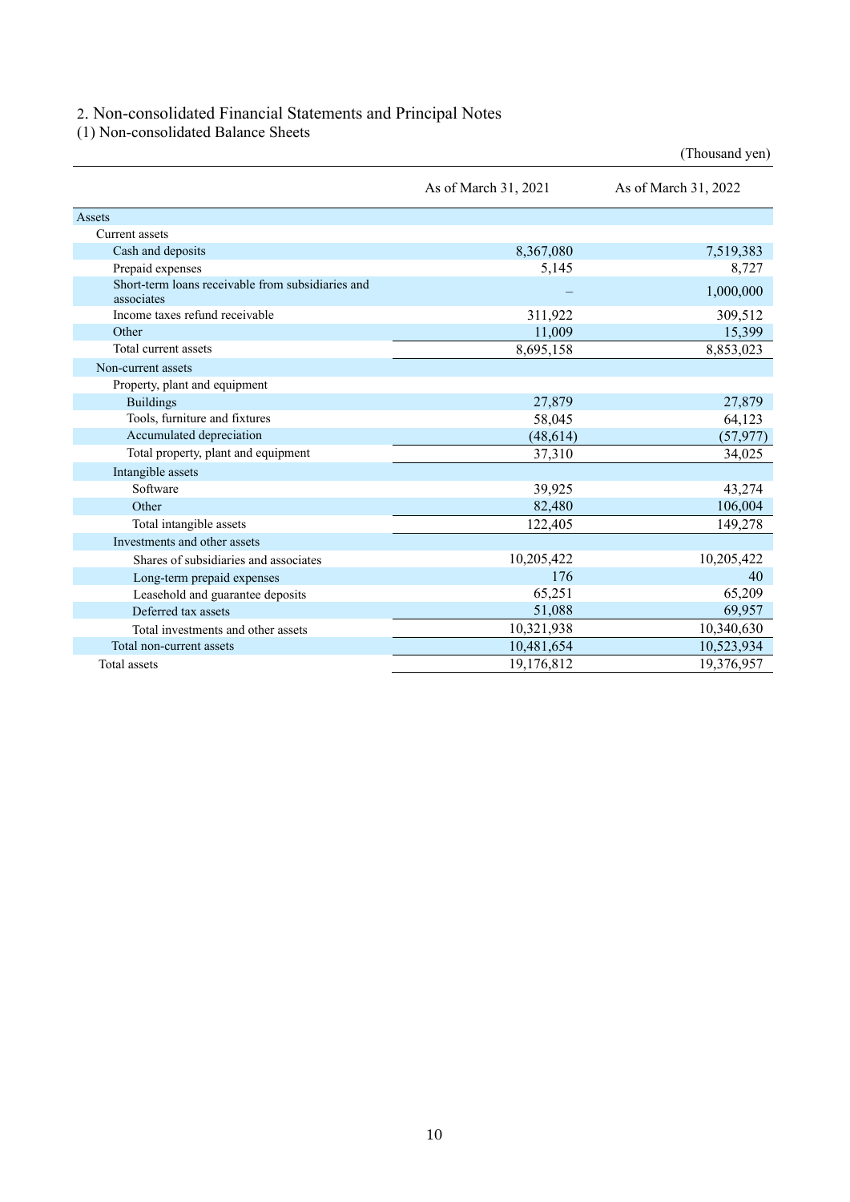## 2. Non-consolidated Financial Statements and Principal Notes

### (1) Non-consolidated Balance Sheets

(Thousand yen)

| | As of March 31, 2021 | As of March 31, 2022 |
|---|---|---|
| Assets | | |
| Current assets | | |
| Cash and deposits | 8,367,080 | 7,519,383 |
| Prepaid expenses | 5,145 | 8,727 |
| Short-term loans receivable from subsidiaries and associates | – | 1,000,000 |
| Income taxes refund receivable | 311,922 | 309,512 |
| Other | 11,009 | 15,399 |
| Total current assets | 8,695,158 | 8,853,023 |
| Non-current assets | | |
| Property, plant and equipment | | |
| Buildings | 27,879 | 27,879 |
| Tools, furniture and fixtures | 58,045 | 64,123 |
| Accumulated depreciation | (48,614) | (57,977) |
| Total property, plant and equipment | 37,310 | 34,025 |
| Intangible assets | | |
| Software | 39,925 | 43,274 |
| Other | 82,480 | 106,004 |
| Total intangible assets | 122,405 | 149,278 |
| Investments and other assets | | |
| Shares of subsidiaries and associates | 10,205,422 | 10,205,422 |
| Long-term prepaid expenses | 176 | 40 |
| Leasehold and guarantee deposits | 65,251 | 65,209 |
| Deferred tax assets | 51,088 | 69,957 |
| Total investments and other assets | 10,321,938 | 10,340,630 |
| Total non-current assets | 10,481,654 | 10,523,934 |
| Total assets | 19,176,812 | 19,376,957 |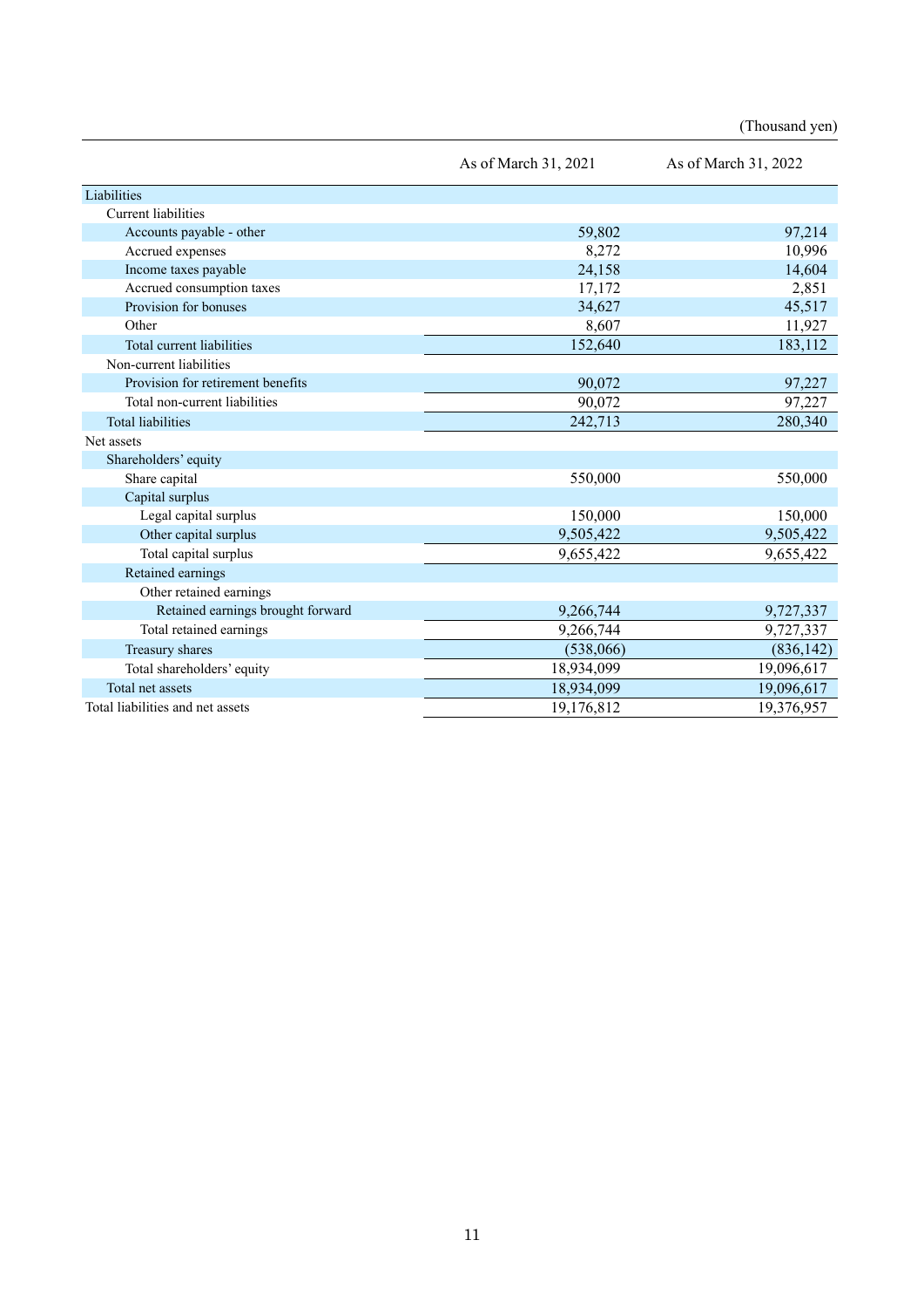(Thousand yen)

| | As of March 31, 2021 | As of March 31, 2022 |
|---|---|---|
| Liabilities | | |
| Current liabilities | | |
| Accounts payable - other | 59,802 | 97,214 |
| Accrued expenses | 8,272 | 10,996 |
| Income taxes payable | 24,158 | 14,604 |
| Accrued consumption taxes | 17,172 | 2,851 |
| Provision for bonuses | 34,627 | 45,517 |
| Other | 8,607 | 11,927 |
| Total current liabilities | 152,640 | 183,112 |
| Non-current liabilities | | |
| Provision for retirement benefits | 90,072 | 97,227 |
| Total non-current liabilities | 90,072 | 97,227 |
| Total liabilities | 242,713 | 280,340 |
| Net assets | | |
| Shareholders' equity | | |
| Share capital | 550,000 | 550,000 |
| Capital surplus | | |
| Legal capital surplus | 150,000 | 150,000 |
| Other capital surplus | 9,505,422 | 9,505,422 |
| Total capital surplus | 9,655,422 | 9,655,422 |
| Retained earnings | | |
| Other retained earnings | | |
| Retained earnings brought forward | 9,266,744 | 9,727,337 |
| Total retained earnings | 9,266,744 | 9,727,337 |
| Treasury shares | (538,066) | (836,142) |
| Total shareholders' equity | 18,934,099 | 19,096,617 |
| Total net assets | 18,934,099 | 19,096,617 |
| Total liabilities and net assets | 19,176,812 | 19,376,957 |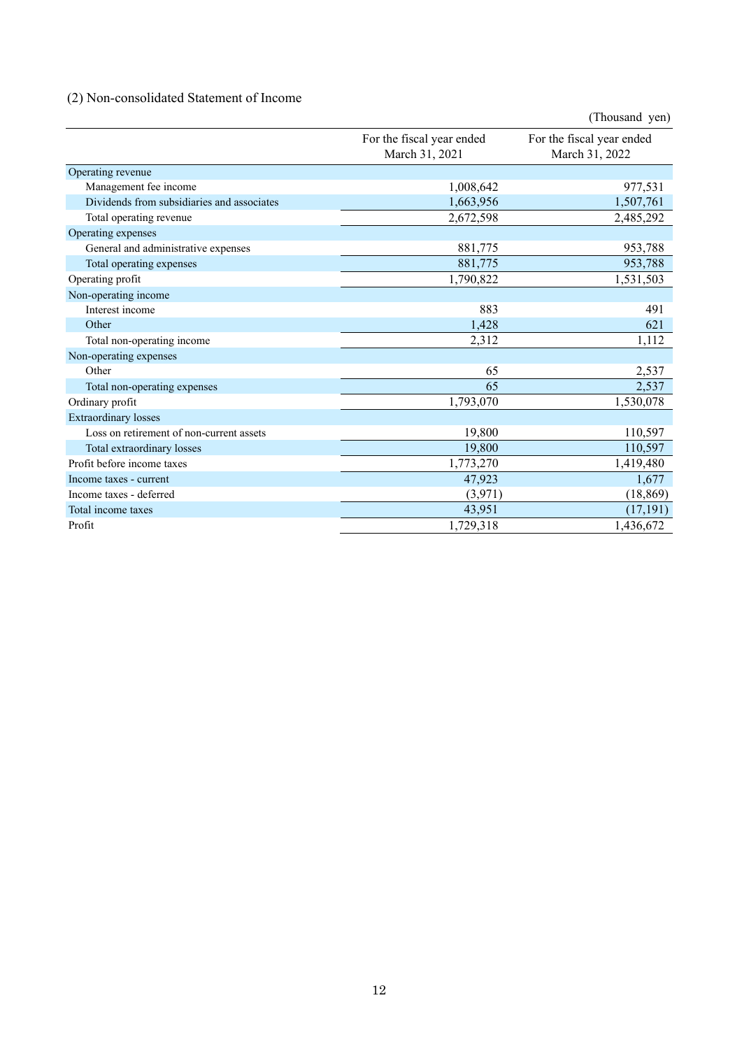### (2) Non-consolidated Statement of Income

(Thousand yen)

| | For the fiscal year ended March 31, 2021 | For the fiscal year ended March 31, 2022 |
|---|---|---|
| Operating revenue | | |
| Management fee income | 1,008,642 | 977,531 |
| Dividends from subsidiaries and associates | 1,663,956 | 1,507,761 |
| Total operating revenue | 2,672,598 | 2,485,292 |
| Operating expenses | | |
| General and administrative expenses | 881,775 | 953,788 |
| Total operating expenses | 881,775 | 953,788 |
| Operating profit | 1,790,822 | 1,531,503 |
| Non-operating income | | |
| Interest income | 883 | 491 |
| Other | 1,428 | 621 |
| Total non-operating income | 2,312 | 1,112 |
| Non-operating expenses | | |
| Other | 65 | 2,537 |
| Total non-operating expenses | 65 | 2,537 |
| Ordinary profit | 1,793,070 | 1,530,078 |
| Extraordinary losses | | |
| Loss on retirement of non-current assets | 19,800 | 110,597 |
| Total extraordinary losses | 19,800 | 110,597 |
| Profit before income taxes | 1,773,270 | 1,419,480 |
| Income taxes - current | 47,923 | 1,677 |
| Income taxes - deferred | (3,971) | (18,869) |
| Total income taxes | 43,951 | (17,191) |
| Profit | 1,729,318 | 1,436,672 |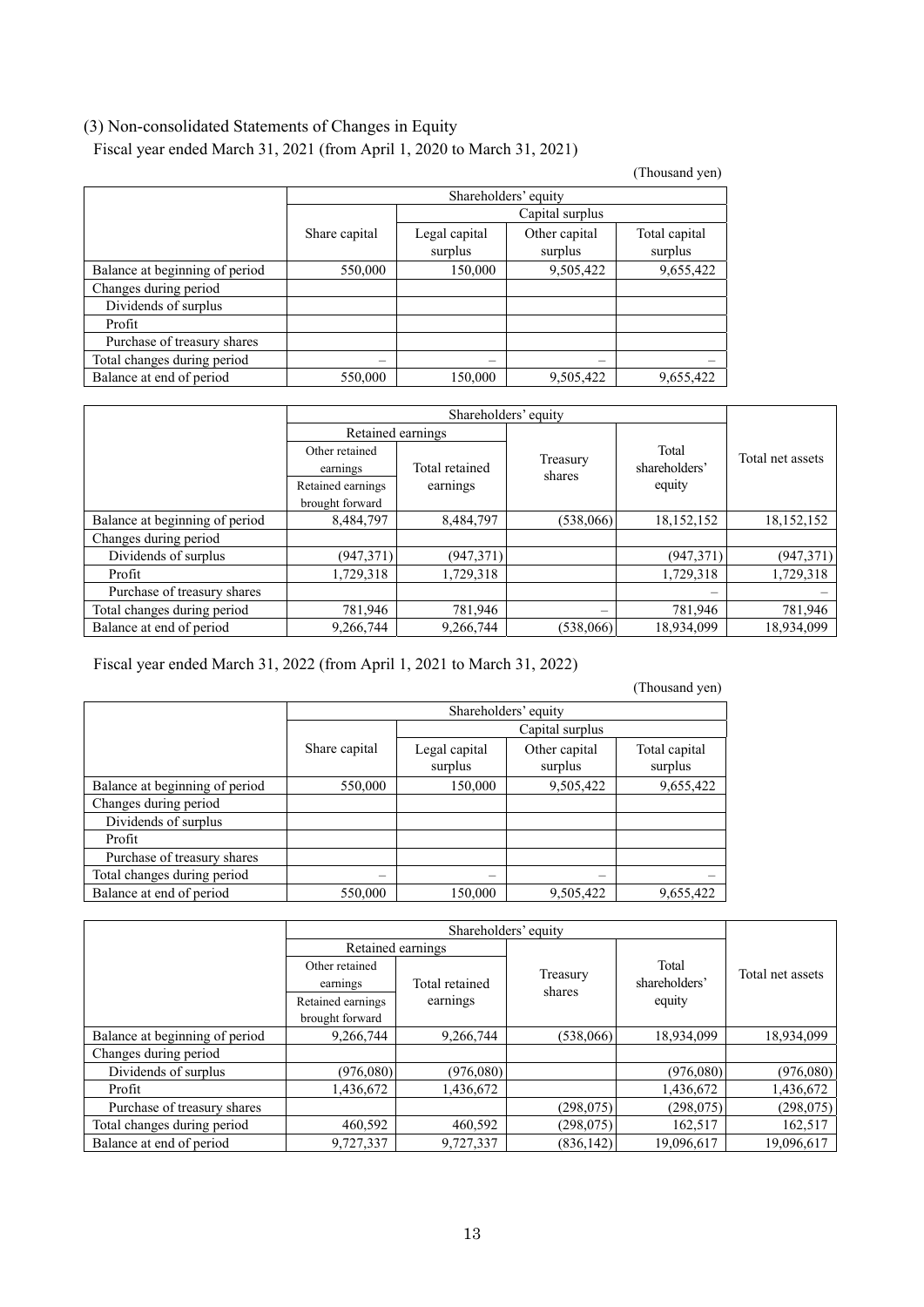### (3) Non-consolidated Statements of Changes in Equity

Fiscal year ended March 31, 2021 (from April 1, 2020 to March 31, 2021)

(Thousand yen)

| | Shareholders' equity | | | |
|---|---|---|---|---|
| | | Capital surplus | | |
| | Share capital | Legal capital surplus | Other capital surplus | Total capital surplus |
| Balance at beginning of period | 550,000 | 150,000 | 9,505,422 | 9,655,422 |
| Changes during period | | | | |
| Dividends of surplus | | | | |
| Profit | | | | |
| Purchase of treasury shares | | | | |
| Total changes during period | – | – | – | – |
| Balance at end of period | 550,000 | 150,000 | 9,505,422 | 9,655,422 |

| | Shareholders' equity | | | | Total net assets |
|---|---|---|---|---|---|
| | Retained earnings | | Treasury shares | Total shareholders' equity | |
| | Other retained earnings<br>Retained earnings brought forward | Total retained earnings | | | |
| Balance at beginning of period | 8,484,797 | 8,484,797 | (538,066) | 18,152,152 | 18,152,152 |
| Changes during period | | | | | |
| Dividends of surplus | (947,371) | (947,371) | | (947,371) | (947,371) |
| Profit | 1,729,318 | 1,729,318 | | 1,729,318 | 1,729,318 |
| Purchase of treasury shares | | | | – | – |
| Total changes during period | 781,946 | 781,946 | – | 781,946 | 781,946 |
| Balance at end of period | 9,266,744 | 9,266,744 | (538,066) | 18,934,099 | 18,934,099 |

Fiscal year ended March 31, 2022 (from April 1, 2021 to March 31, 2022)

(Thousand yen)

| | Shareholders' equity | | | |
|---|---|---|---|---|
| | | Capital surplus | | |
| | Share capital | Legal capital surplus | Other capital surplus | Total capital surplus |
| Balance at beginning of period | 550,000 | 150,000 | 9,505,422 | 9,655,422 |
| Changes during period | | | | |
| Dividends of surplus | | | | |
| Profit | | | | |
| Purchase of treasury shares | | | | |
| Total changes during period | – | – | – | – |
| Balance at end of period | 550,000 | 150,000 | 9,505,422 | 9,655,422 |

| | Shareholders' equity | | | | Total net assets |
|---|---|---|---|---|---|
| | Retained earnings | | Treasury shares | Total shareholders' equity | |
| | Other retained earnings<br>Retained earnings brought forward | Total retained earnings | | | |
| Balance at beginning of period | 9,266,744 | 9,266,744 | (538,066) | 18,934,099 | 18,934,099 |
| Changes during period | | | | | |
| Dividends of surplus | (976,080) | (976,080) | | (976,080) | (976,080) |
| Profit | 1,436,672 | 1,436,672 | | 1,436,672 | 1,436,672 |
| Purchase of treasury shares | | | (298,075) | (298,075) | (298,075) |
| Total changes during period | 460,592 | 460,592 | (298,075) | 162,517 | 162,517 |
| Balance at end of period | 9,727,337 | 9,727,337 | (836,142) | 19,096,617 | 19,096,617 |